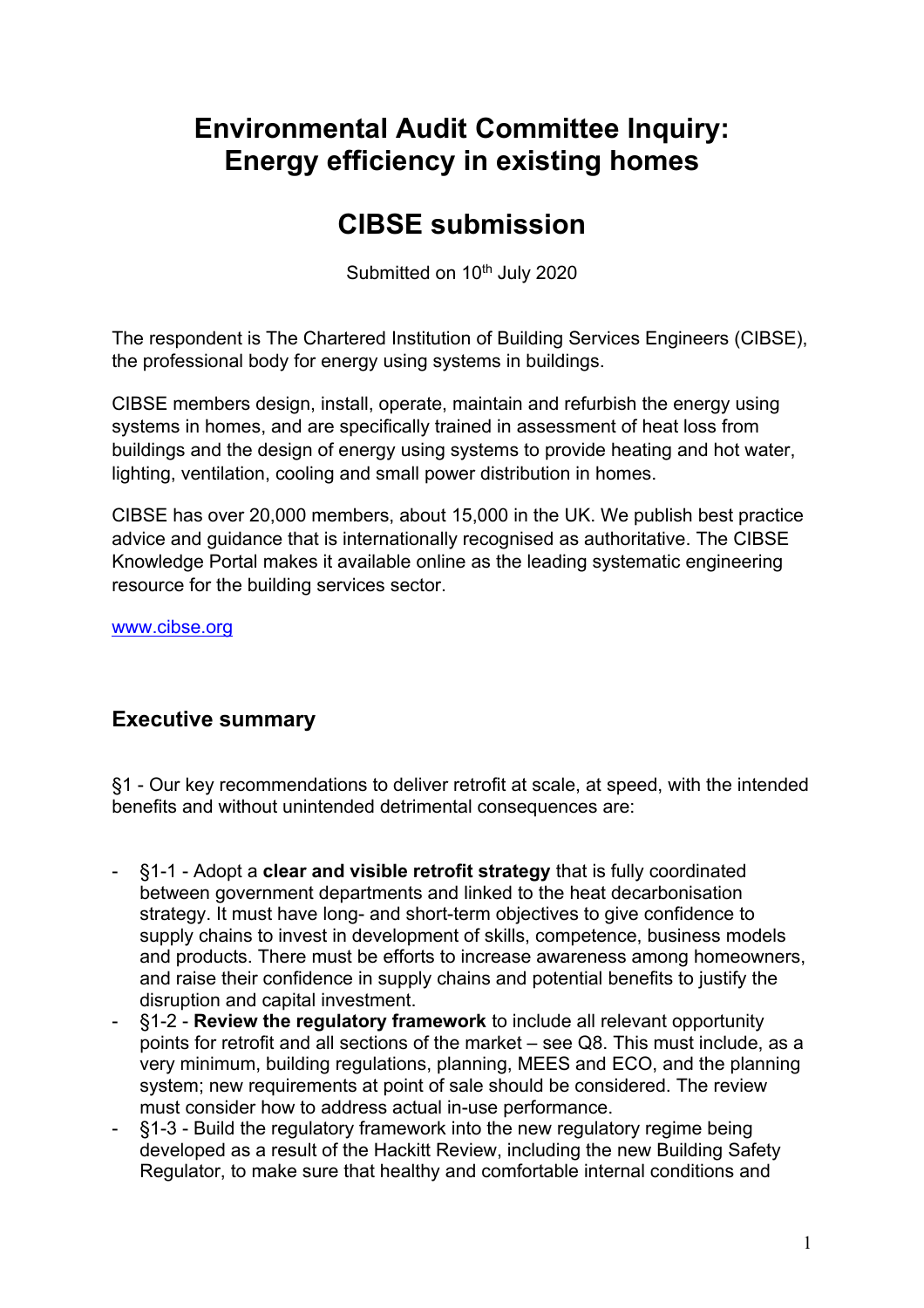# Environmental Audit Committee Inquiry: Energy efficiency in existing homes

# CIBSE submission

Submitted on 10th July 2020

The respondent is The Chartered Institution of Building Services Engineers (CIBSE), the professional body for energy using systems in buildings.

CIBSE members design, install, operate, maintain and refurbish the energy using systems in homes, and are specifically trained in assessment of heat loss from buildings and the design of energy using systems to provide heating and hot water, lighting, ventilation, cooling and small power distribution in homes.

CIBSE has over 20,000 members, about 15,000 in the UK. We publish best practice advice and guidance that is internationally recognised as authoritative. The CIBSE Knowledge Portal makes it available online as the leading systematic engineering resource for the building services sector.

www.cibse.org

## Executive summary

§1 - Our key recommendations to deliver retrofit at scale, at speed, with the intended benefits and without unintended detrimental consequences are:

- §1-1 - Adopt a **clear and visible retrofit strategy** that is fully coordinated between government departments and linked to the heat decarbonisation strategy. It must have long- and short-term objectives to give confidence to supply chains to invest in development of skills, competence, business models and products. There must be efforts to increase awareness among homeowners, and raise their confidence in supply chains and potential benefits to justify the disruption and capital investment.
- §1-2 - **Review the regulatory framework** to include all relevant opportunity points for retrofit and all sections of the market – see Q8. This must include, as a very minimum, building regulations, planning, MEES and ECO, and the planning system; new requirements at point of sale should be considered. The review must consider how to address actual in-use performance.
- §1-3 - Build the regulatory framework into the new regulatory regime being developed as a result of the Hackitt Review, including the new Building Safety Regulator, to make sure that healthy and comfortable internal conditions and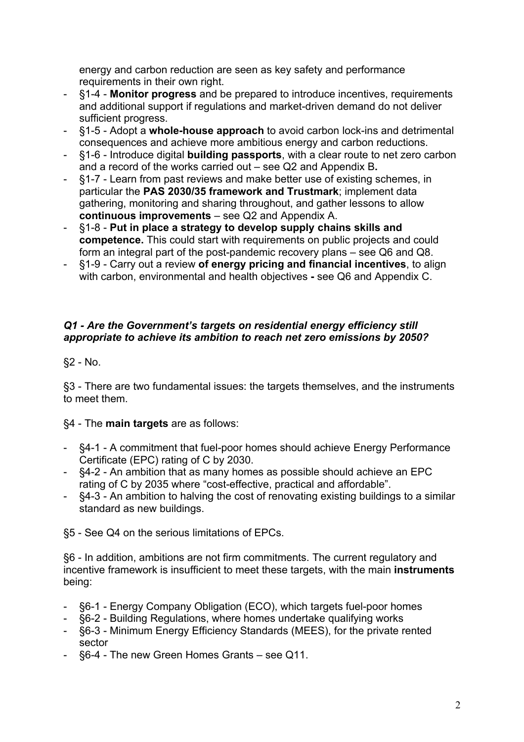energy and carbon reduction are seen as key safety and performance requirements in their own right.

- §1-4 - **Monitor progress** and be prepared to introduce incentives, requirements and additional support if regulations and market-driven demand do not deliver sufficient progress.
- §1-5 - Adopt a **whole-house approach** to avoid carbon lock-ins and detrimental consequences and achieve more ambitious energy and carbon reductions.
- §1-6 - Introduce digital **building passports**, with a clear route to net zero carbon and a record of the works carried out – see Q2 and Appendix B**.**
- §1-7 - Learn from past reviews and make better use of existing schemes, in particular the **PAS 2030/35 framework and Trustmark**; implement data gathering, monitoring and sharing throughout, and gather lessons to allow **continuous improvements** – see Q2 and Appendix A.
- §1-8 - **Put in place a strategy to develop supply chains skills and competence.** This could start with requirements on public projects and could form an integral part of the post-pandemic recovery plans – see Q6 and Q8.
- §1-9 - Carry out a review **of energy pricing and financial incentives**, to align with carbon, environmental and health objectives **-** see Q6 and Appendix C.

***Q1 - Are the Government's targets on residential energy efficiency still appropriate to achieve its ambition to reach net zero emissions by 2050?***

§2 - No.

§3 - There are two fundamental issues: the targets themselves, and the instruments to meet them.

§4 - The **main targets** are as follows:

- §4-1 - A commitment that fuel-poor homes should achieve Energy Performance Certificate (EPC) rating of C by 2030.
- §4-2 - An ambition that as many homes as possible should achieve an EPC rating of C by 2035 where "cost-effective, practical and affordable".
- §4-3 - An ambition to halving the cost of renovating existing buildings to a similar standard as new buildings.

§5 - See Q4 on the serious limitations of EPCs.

§6 - In addition, ambitions are not firm commitments. The current regulatory and incentive framework is insufficient to meet these targets, with the main **instruments** being:

- §6-1 - Energy Company Obligation (ECO), which targets fuel-poor homes
- §6-2 - Building Regulations, where homes undertake qualifying works
- §6-3 - Minimum Energy Efficiency Standards (MEES), for the private rented sector
- §6-4 - The new Green Homes Grants – see Q11.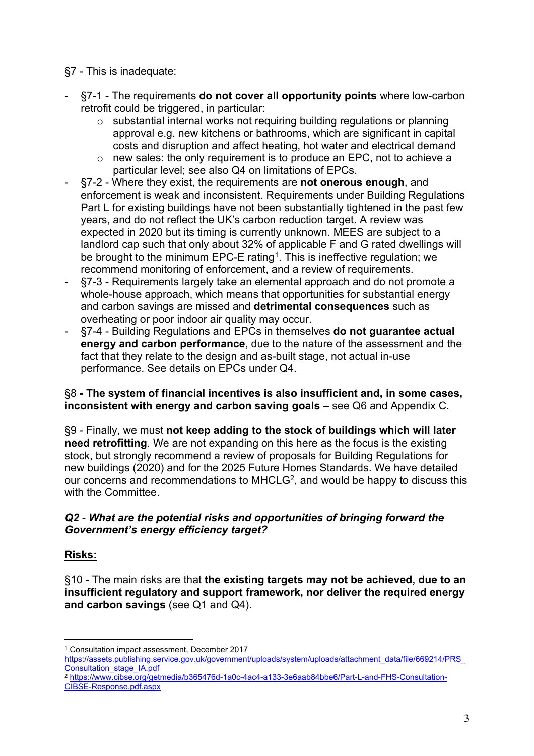§7 - This is inadequate:

- §7-1 - The requirements **do not cover all opportunity points** where low-carbon retrofit could be triggered, in particular:
  - substantial internal works not requiring building regulations or planning approval e.g. new kitchens or bathrooms, which are significant in capital costs and disruption and affect heating, hot water and electrical demand
  - new sales: the only requirement is to produce an EPC, not to achieve a particular level; see also Q4 on limitations of EPCs.
- §7-2 - Where they exist, the requirements are **not onerous enough**, and enforcement is weak and inconsistent. Requirements under Building Regulations Part L for existing buildings have not been substantially tightened in the past few years, and do not reflect the UK's carbon reduction target. A review was expected in 2020 but its timing is currently unknown. MEES are subject to a landlord cap such that only about 32% of applicable F and G rated dwellings will be brought to the minimum EPC-E rating[1]. This is ineffective regulation; we recommend monitoring of enforcement, and a review of requirements.
- §7-3 - Requirements largely take an elemental approach and do not promote a whole-house approach, which means that opportunities for substantial energy and carbon savings are missed and **detrimental consequences** such as overheating or poor indoor air quality may occur.
- §7-4 - Building Regulations and EPCs in themselves **do not guarantee actual energy and carbon performance**, due to the nature of the assessment and the fact that they relate to the design and as-built stage, not actual in-use performance. See details on EPCs under Q4.

§8 **- The system of financial incentives is also insufficient and, in some cases, inconsistent with energy and carbon saving goals** – see Q6 and Appendix C.

§9 - Finally, we must **not keep adding to the stock of buildings which will later need retrofitting**. We are not expanding on this here as the focus is the existing stock, but strongly recommend a review of proposals for Building Regulations for new buildings (2020) and for the 2025 Future Homes Standards. We have detailed our concerns and recommendations to MHCLG[2], and would be happy to discuss this with the Committee.

***Q2 - What are the potential risks and opportunities of bringing forward the Government's energy efficiency target?***

**Risks:**

§10 - The main risks are that **the existing targets may not be achieved, due to an insufficient regulatory and support framework, nor deliver the required energy and carbon savings** (see Q1 and Q4).

---

[1] Consultation impact assessment, December 2017 https://assets.publishing.service.gov.uk/government/uploads/system/uploads/attachment_data/file/669214/PRS_Consultation_stage_IA.pdf

[2] https://www.cibse.org/getmedia/b365476d-1a0c-4ac4-a133-3e6aab84bbe6/Part-L-and-FHS-Consultation-CIBSE-Response.pdf.aspx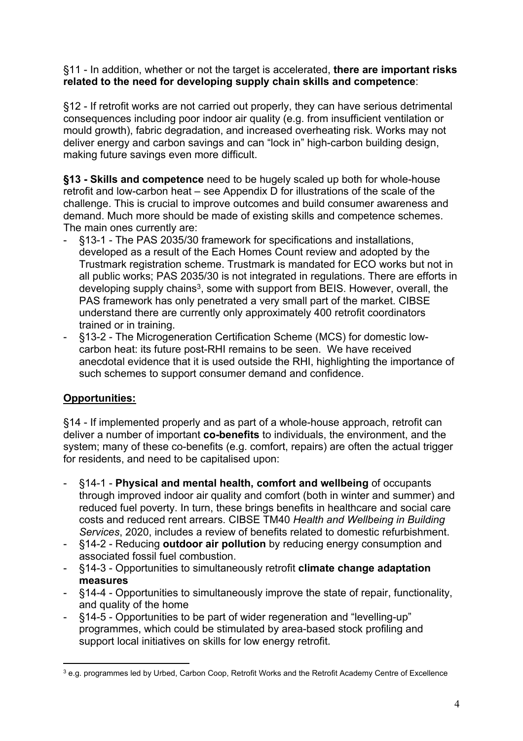§11 - In addition, whether or not the target is accelerated, **there are important risks related to the need for developing supply chain skills and competence**:

§12 - If retrofit works are not carried out properly, they can have serious detrimental consequences including poor indoor air quality (e.g. from insufficient ventilation or mould growth), fabric degradation, and increased overheating risk. Works may not deliver energy and carbon savings and can "lock in" high-carbon building design, making future savings even more difficult.

**§13 - Skills and competence** need to be hugely scaled up both for whole-house retrofit and low-carbon heat – see Appendix D for illustrations of the scale of the challenge. This is crucial to improve outcomes and build consumer awareness and demand. Much more should be made of existing skills and competence schemes. The main ones currently are:

- §13-1 - The PAS 2035/30 framework for specifications and installations, developed as a result of the Each Homes Count review and adopted by the Trustmark registration scheme. Trustmark is mandated for ECO works but not in all public works; PAS 2035/30 is not integrated in regulations. There are efforts in developing supply chains[3], some with support from BEIS. However, overall, the PAS framework has only penetrated a very small part of the market. CIBSE understand there are currently only approximately 400 retrofit coordinators trained or in training.
- §13-2 - The Microgeneration Certification Scheme (MCS) for domestic low-carbon heat: its future post-RHI remains to be seen. We have received anecdotal evidence that it is used outside the RHI, highlighting the importance of such schemes to support consumer demand and confidence.

## Opportunities:

§14 - If implemented properly and as part of a whole-house approach, retrofit can deliver a number of important **co-benefits** to individuals, the environment, and the system; many of these co-benefits (e.g. comfort, repairs) are often the actual trigger for residents, and need to be capitalised upon:

- §14-1 - **Physical and mental health, comfort and wellbeing** of occupants through improved indoor air quality and comfort (both in winter and summer) and reduced fuel poverty. In turn, these brings benefits in healthcare and social care costs and reduced rent arrears. CIBSE TM40 *Health and Wellbeing in Building Services*, 2020, includes a review of benefits related to domestic refurbishment.
- §14-2 - Reducing **outdoor air pollution** by reducing energy consumption and associated fossil fuel combustion.
- §14-3 - Opportunities to simultaneously retrofit **climate change adaptation measures**
- §14-4 - Opportunities to simultaneously improve the state of repair, functionality, and quality of the home
- §14-5 - Opportunities to be part of wider regeneration and "levelling-up" programmes, which could be stimulated by area-based stock profiling and support local initiatives on skills for low energy retrofit.

[3] e.g. programmes led by Urbed, Carbon Coop, Retrofit Works and the Retrofit Academy Centre of Excellence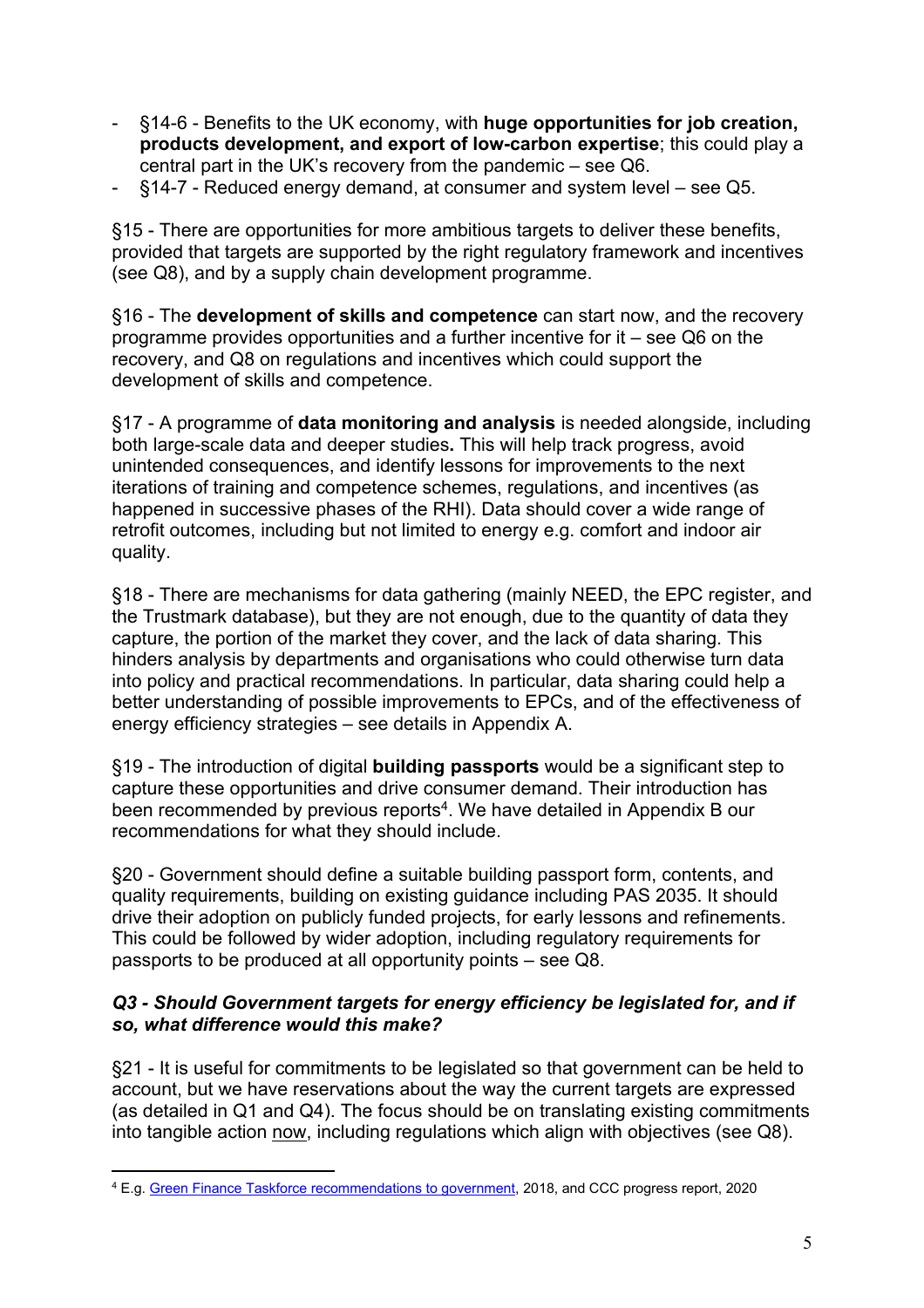- §14-6 - Benefits to the UK economy, with **huge opportunities for job creation, products development, and export of low-carbon expertise**; this could play a central part in the UK's recovery from the pandemic – see Q6.
- §14-7 - Reduced energy demand, at consumer and system level – see Q5.

§15 - There are opportunities for more ambitious targets to deliver these benefits, provided that targets are supported by the right regulatory framework and incentives (see Q8), and by a supply chain development programme.

§16 - The **development of skills and competence** can start now, and the recovery programme provides opportunities and a further incentive for it – see Q6 on the recovery, and Q8 on regulations and incentives which could support the development of skills and competence.

§17 - A programme of **data monitoring and analysis** is needed alongside, including both large-scale data and deeper studies**.** This will help track progress, avoid unintended consequences, and identify lessons for improvements to the next iterations of training and competence schemes, regulations, and incentives (as happened in successive phases of the RHI). Data should cover a wide range of retrofit outcomes, including but not limited to energy e.g. comfort and indoor air quality.

§18 - There are mechanisms for data gathering (mainly NEED, the EPC register, and the Trustmark database), but they are not enough, due to the quantity of data they capture, the portion of the market they cover, and the lack of data sharing. This hinders analysis by departments and organisations who could otherwise turn data into policy and practical recommendations. In particular, data sharing could help a better understanding of possible improvements to EPCs, and of the effectiveness of energy efficiency strategies – see details in Appendix A.

§19 - The introduction of digital **building passports** would be a significant step to capture these opportunities and drive consumer demand. Their introduction has been recommended by previous reports[4]. We have detailed in Appendix B our recommendations for what they should include.

§20 - Government should define a suitable building passport form, contents, and quality requirements, building on existing guidance including PAS 2035. It should drive their adoption on publicly funded projects, for early lessons and refinements. This could be followed by wider adoption, including regulatory requirements for passports to be produced at all opportunity points – see Q8.

### *Q3 - Should Government targets for energy efficiency be legislated for, and if so, what difference would this make?*

§21 - It is useful for commitments to be legislated so that government can be held to account, but we have reservations about the way the current targets are expressed (as detailed in Q1 and Q4). The focus should be on translating existing commitments into tangible action now, including regulations which align with objectives (see Q8).

[4] E.g. Green Finance Taskforce recommendations to government, 2018, and CCC progress report, 2020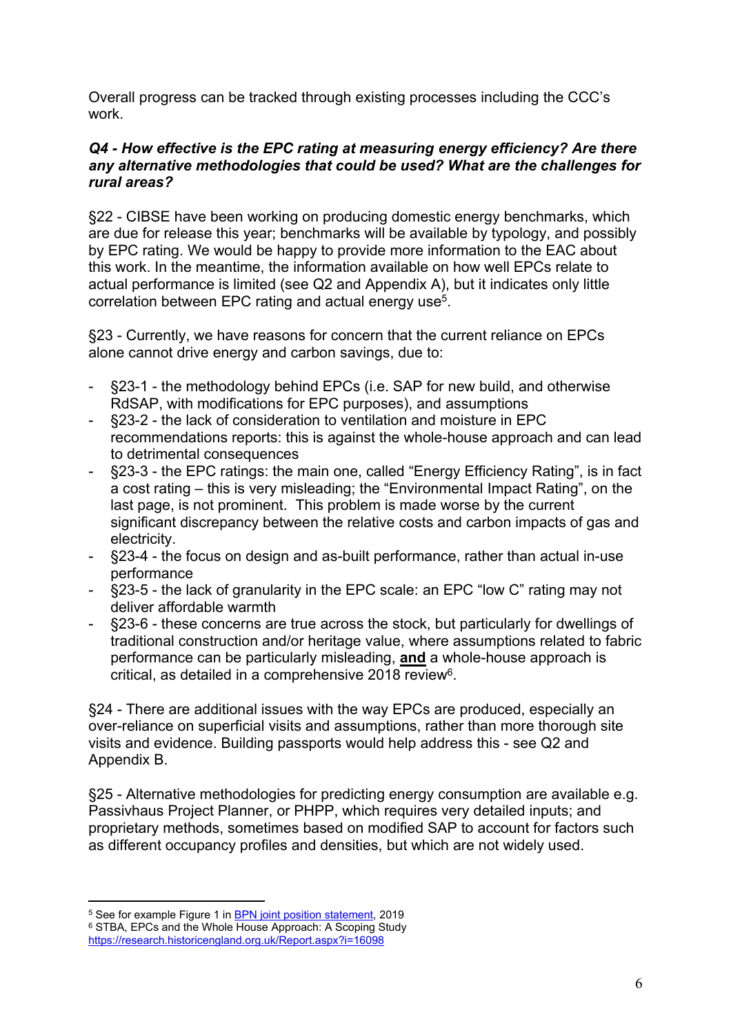Overall progress can be tracked through existing processes including the CCC's work.

***Q4 - How effective is the EPC rating at measuring energy efficiency? Are there any alternative methodologies that could be used? What are the challenges for rural areas?***

§22 - CIBSE have been working on producing domestic energy benchmarks, which are due for release this year; benchmarks will be available by typology, and possibly by EPC rating. We would be happy to provide more information to the EAC about this work. In the meantime, the information available on how well EPCs relate to actual performance is limited (see Q2 and Appendix A), but it indicates only little correlation between EPC rating and actual energy use[5].

§23 - Currently, we have reasons for concern that the current reliance on EPCs alone cannot drive energy and carbon savings, due to:

- §23-1 - the methodology behind EPCs (i.e. SAP for new build, and otherwise RdSAP, with modifications for EPC purposes), and assumptions
- §23-2 - the lack of consideration to ventilation and moisture in EPC recommendations reports: this is against the whole-house approach and can lead to detrimental consequences
- §23-3 - the EPC ratings: the main one, called "Energy Efficiency Rating", is in fact a cost rating – this is very misleading; the "Environmental Impact Rating", on the last page, is not prominent. This problem is made worse by the current significant discrepancy between the relative costs and carbon impacts of gas and electricity.
- §23-4 - the focus on design and as-built performance, rather than actual in-use performance
- §23-5 - the lack of granularity in the EPC scale: an EPC "low C" rating may not deliver affordable warmth
- §23-6 - these concerns are true across the stock, but particularly for dwellings of traditional construction and/or heritage value, where assumptions related to fabric performance can be particularly misleading, **<u>and</u>** a whole-house approach is critical, as detailed in a comprehensive 2018 review[6].

§24 - There are additional issues with the way EPCs are produced, especially an over-reliance on superficial visits and assumptions, rather than more thorough site visits and evidence. Building passports would help address this - see Q2 and Appendix B.

§25 - Alternative methodologies for predicting energy consumption are available e.g. Passivhaus Project Planner, or PHPP, which requires very detailed inputs; and proprietary methods, sometimes based on modified SAP to account for factors such as different occupancy profiles and densities, but which are not widely used.

---

[5] See for example Figure 1 in [BPN joint position statement](), 2019

[6] STBA, EPCs and the Whole House Approach: A Scoping Study https://research.historicengland.org.uk/Report.aspx?i=16098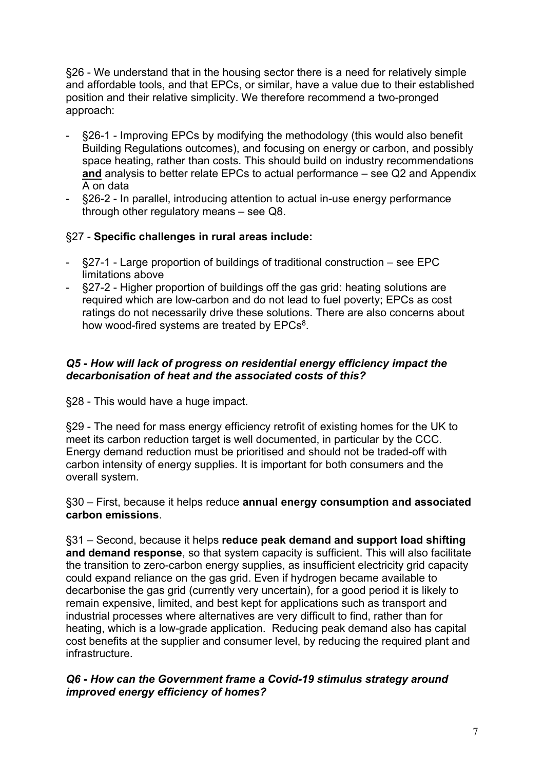§26 - We understand that in the housing sector there is a need for relatively simple and affordable tools, and that EPCs, or similar, have a value due to their established position and their relative simplicity. We therefore recommend a two-pronged approach:

- §26-1 - Improving EPCs by modifying the methodology (this would also benefit Building Regulations outcomes), and focusing on energy or carbon, and possibly space heating, rather than costs. This should build on industry recommendations **and** analysis to better relate EPCs to actual performance – see Q2 and Appendix A on data
- §26-2 - In parallel, introducing attention to actual in-use energy performance through other regulatory means – see Q8.

§27 - **Specific challenges in rural areas include:**

- §27-1 - Large proportion of buildings of traditional construction – see EPC limitations above
- §27-2 - Higher proportion of buildings off the gas grid: heating solutions are required which are low-carbon and do not lead to fuel poverty; EPCs as cost ratings do not necessarily drive these solutions. There are also concerns about how wood-fired systems are treated by EPCs[8].

***Q5 - How will lack of progress on residential energy efficiency impact the decarbonisation of heat and the associated costs of this?***

§28 - This would have a huge impact.

§29 - The need for mass energy efficiency retrofit of existing homes for the UK to meet its carbon reduction target is well documented, in particular by the CCC. Energy demand reduction must be prioritised and should not be traded-off with carbon intensity of energy supplies. It is important for both consumers and the overall system.

§30 – First, because it helps reduce **annual energy consumption and associated carbon emissions**.

§31 – Second, because it helps **reduce peak demand and support load shifting and demand response**, so that system capacity is sufficient. This will also facilitate the transition to zero-carbon energy supplies, as insufficient electricity grid capacity could expand reliance on the gas grid. Even if hydrogen became available to decarbonise the gas grid (currently very uncertain), for a good period it is likely to remain expensive, limited, and best kept for applications such as transport and industrial processes where alternatives are very difficult to find, rather than for heating, which is a low-grade application. Reducing peak demand also has capital cost benefits at the supplier and consumer level, by reducing the required plant and infrastructure.

***Q6 - How can the Government frame a Covid-19 stimulus strategy around improved energy efficiency of homes?***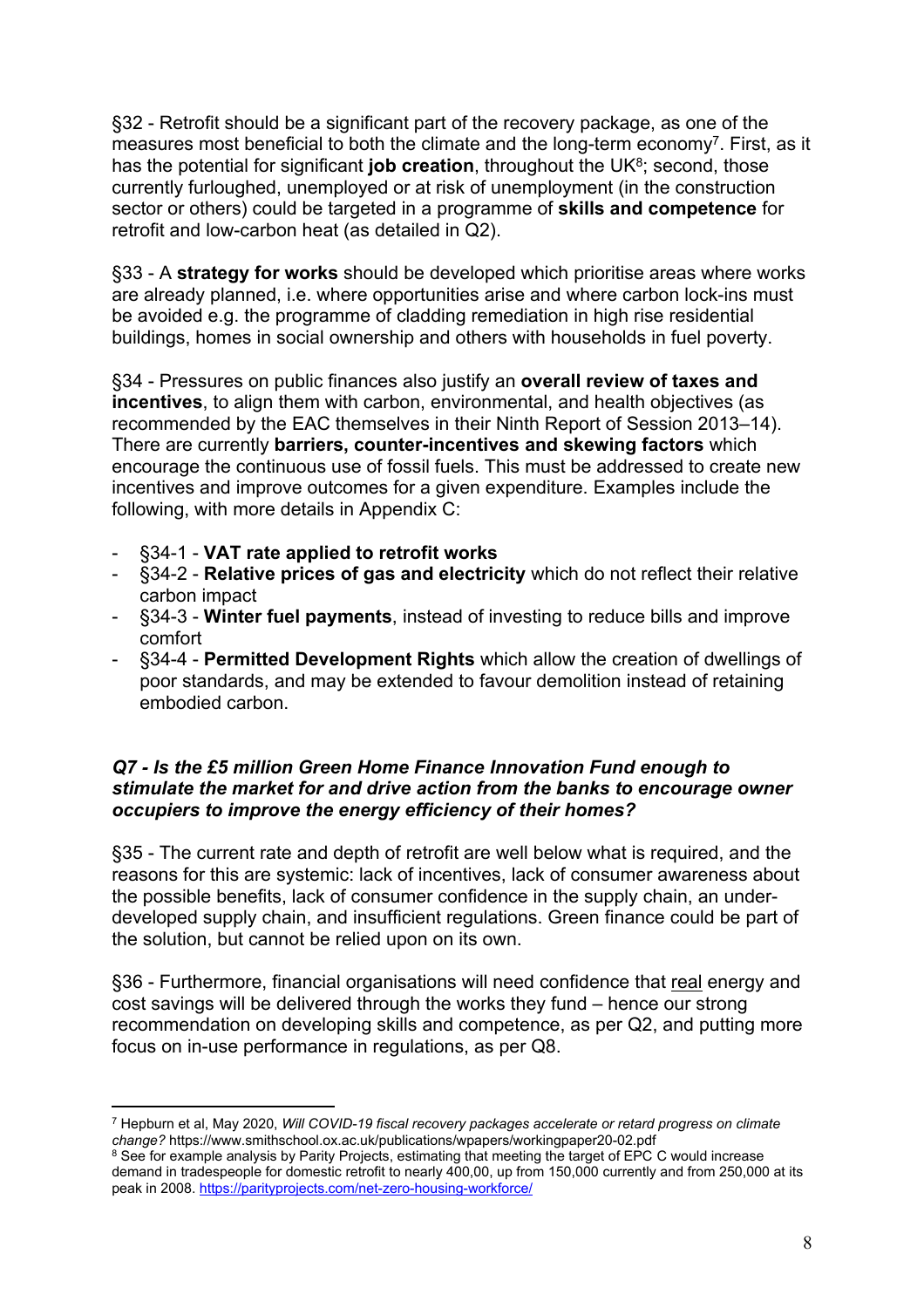§32 - Retrofit should be a significant part of the recovery package, as one of the measures most beneficial to both the climate and the long-term economy[7]. First, as it has the potential for significant **job creation**, throughout the UK[8]; second, those currently furloughed, unemployed or at risk of unemployment (in the construction sector or others) could be targeted in a programme of **skills and competence** for retrofit and low-carbon heat (as detailed in Q2).

§33 - A **strategy for works** should be developed which prioritise areas where works are already planned, i.e. where opportunities arise and where carbon lock-ins must be avoided e.g. the programme of cladding remediation in high rise residential buildings, homes in social ownership and others with households in fuel poverty.

§34 - Pressures on public finances also justify an **overall review of taxes and incentives**, to align them with carbon, environmental, and health objectives (as recommended by the EAC themselves in their Ninth Report of Session 2013–14). There are currently **barriers, counter-incentives and skewing factors** which encourage the continuous use of fossil fuels. This must be addressed to create new incentives and improve outcomes for a given expenditure. Examples include the following, with more details in Appendix C:

- §34-1 - **VAT rate applied to retrofit works**
- §34-2 - **Relative prices of gas and electricity** which do not reflect their relative carbon impact
- §34-3 - **Winter fuel payments**, instead of investing to reduce bills and improve comfort
- §34-4 - **Permitted Development Rights** which allow the creation of dwellings of poor standards, and may be extended to favour demolition instead of retaining embodied carbon.

### *Q7 - Is the £5 million Green Home Finance Innovation Fund enough to stimulate the market for and drive action from the banks to encourage owner occupiers to improve the energy efficiency of their homes?*

§35 - The current rate and depth of retrofit are well below what is required, and the reasons for this are systemic: lack of incentives, lack of consumer awareness about the possible benefits, lack of consumer confidence in the supply chain, an under-developed supply chain, and insufficient regulations. Green finance could be part of the solution, but cannot be relied upon on its own.

§36 - Furthermore, financial organisations will need confidence that real energy and cost savings will be delivered through the works they fund – hence our strong recommendation on developing skills and competence, as per Q2, and putting more focus on in-use performance in regulations, as per Q8.

---

[7] Hepburn et al, May 2020, *Will COVID-19 fiscal recovery packages accelerate or retard progress on climate change?* https://www.smithschool.ox.ac.uk/publications/wpapers/workingpaper20-02.pdf

[8] See for example analysis by Parity Projects, estimating that meeting the target of EPC C would increase demand in tradespeople for domestic retrofit to nearly 400,00, up from 150,000 currently and from 250,000 at its peak in 2008. https://parityprojects.com/net-zero-housing-workforce/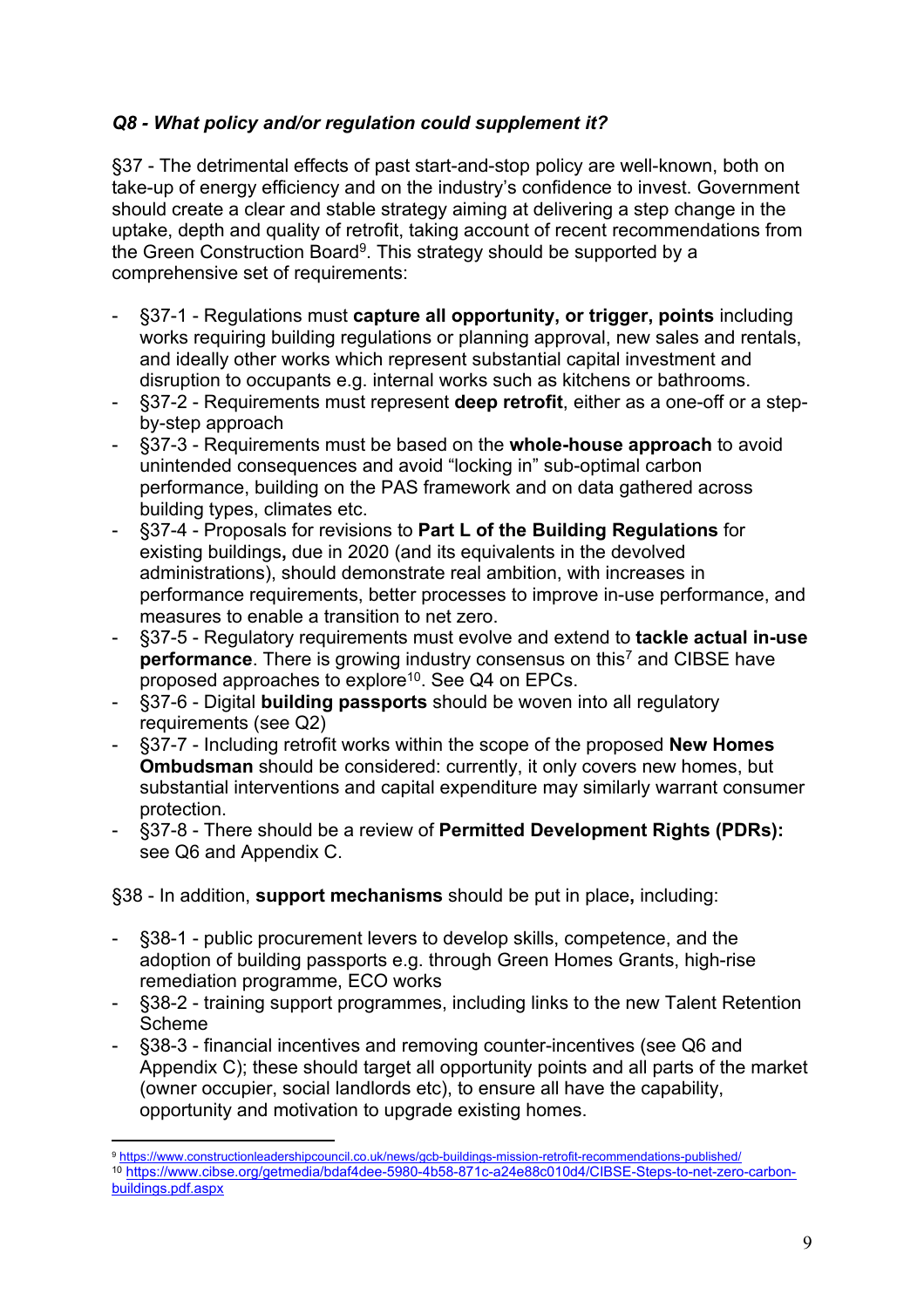### *Q8 - What policy and/or regulation could supplement it?*

§37 - The detrimental effects of past start-and-stop policy are well-known, both on take-up of energy efficiency and on the industry's confidence to invest. Government should create a clear and stable strategy aiming at delivering a step change in the uptake, depth and quality of retrofit, taking account of recent recommendations from the Green Construction Board[9]. This strategy should be supported by a comprehensive set of requirements:

- §37-1 - Regulations must **capture all opportunity, or trigger, points** including works requiring building regulations or planning approval, new sales and rentals, and ideally other works which represent substantial capital investment and disruption to occupants e.g. internal works such as kitchens or bathrooms.
- §37-2 - Requirements must represent **deep retrofit**, either as a one-off or a step-by-step approach
- §37-3 - Requirements must be based on the **whole-house approach** to avoid unintended consequences and avoid "locking in" sub-optimal carbon performance, building on the PAS framework and on data gathered across building types, climates etc.
- §37-4 - Proposals for revisions to **Part L of the Building Regulations** for existing buildings**,** due in 2020 (and its equivalents in the devolved administrations), should demonstrate real ambition, with increases in performance requirements, better processes to improve in-use performance, and measures to enable a transition to net zero.
- §37-5 - Regulatory requirements must evolve and extend to **tackle actual in-use performance**. There is growing industry consensus on this[7] and CIBSE have proposed approaches to explore[10]. See Q4 on EPCs.
- §37-6 - Digital **building passports** should be woven into all regulatory requirements (see Q2)
- §37-7 - Including retrofit works within the scope of the proposed **New Homes Ombudsman** should be considered: currently, it only covers new homes, but substantial interventions and capital expenditure may similarly warrant consumer protection.
- §37-8 - There should be a review of **Permitted Development Rights (PDRs):** see Q6 and Appendix C.

§38 - In addition, **support mechanisms** should be put in place**,** including:

- §38-1 - public procurement levers to develop skills, competence, and the adoption of building passports e.g. through Green Homes Grants, high-rise remediation programme, ECO works
- §38-2 - training support programmes, including links to the new Talent Retention Scheme
- §38-3 - financial incentives and removing counter-incentives (see Q6 and Appendix C); these should target all opportunity points and all parts of the market (owner occupier, social landlords etc), to ensure all have the capability, opportunity and motivation to upgrade existing homes.

---

[9] https://www.constructionleadershipcouncil.co.uk/news/gcb-buildings-mission-retrofit-recommendations-published/

[10] https://www.cibse.org/getmedia/bdaf4dee-5980-4b58-871c-a24e88c010d4/CIBSE-Steps-to-net-zero-carbon-buildings.pdf.aspx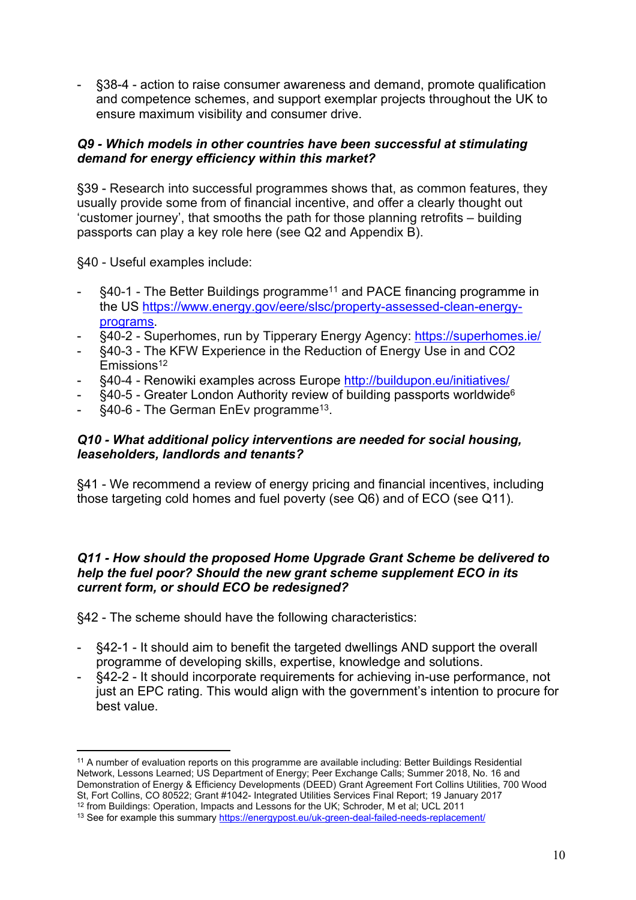- §38-4 - action to raise consumer awareness and demand, promote qualification and competence schemes, and support exemplar projects throughout the UK to ensure maximum visibility and consumer drive.

***Q9 - Which models in other countries have been successful at stimulating demand for energy efficiency within this market?***

§39 - Research into successful programmes shows that, as common features, they usually provide some from of financial incentive, and offer a clearly thought out 'customer journey', that smooths the path for those planning retrofits – building passports can play a key role here (see Q2 and Appendix B).

§40 - Useful examples include:

- §40-1 - The Better Buildings programme[11] and PACE financing programme in the US https://www.energy.gov/eere/slsc/property-assessed-clean-energy-programs.
- §40-2 - Superhomes, run by Tipperary Energy Agency: https://superhomes.ie/
- §40-3 - The KFW Experience in the Reduction of Energy Use in and CO2 Emissions[12]
- §40-4 - Renowiki examples across Europe http://buildupon.eu/initiatives/
- §40-5 - Greater London Authority review of building passports worldwide[6]
- §40-6 - The German EnEv programme[13].

***Q10 - What additional policy interventions are needed for social housing, leaseholders, landlords and tenants?***

§41 - We recommend a review of energy pricing and financial incentives, including those targeting cold homes and fuel poverty (see Q6) and of ECO (see Q11).

***Q11 - How should the proposed Home Upgrade Grant Scheme be delivered to help the fuel poor? Should the new grant scheme supplement ECO in its current form, or should ECO be redesigned?***

§42 - The scheme should have the following characteristics:

- §42-1 - It should aim to benefit the targeted dwellings AND support the overall programme of developing skills, expertise, knowledge and solutions.
- §42-2 - It should incorporate requirements for achieving in-use performance, not just an EPC rating. This would align with the government's intention to procure for best value.

---

[11] A number of evaluation reports on this programme are available including: Better Buildings Residential Network, Lessons Learned; US Department of Energy; Peer Exchange Calls; Summer 2018, No. 16 and Demonstration of Energy & Efficiency Developments (DEED) Grant Agreement Fort Collins Utilities, 700 Wood St, Fort Collins, CO 80522; Grant #1042- Integrated Utilities Services Final Report; 19 January 2017

[12] from Buildings: Operation, Impacts and Lessons for the UK; Schroder, M et al; UCL 2011

[13] See for example this summary https://energypost.eu/uk-green-deal-failed-needs-replacement/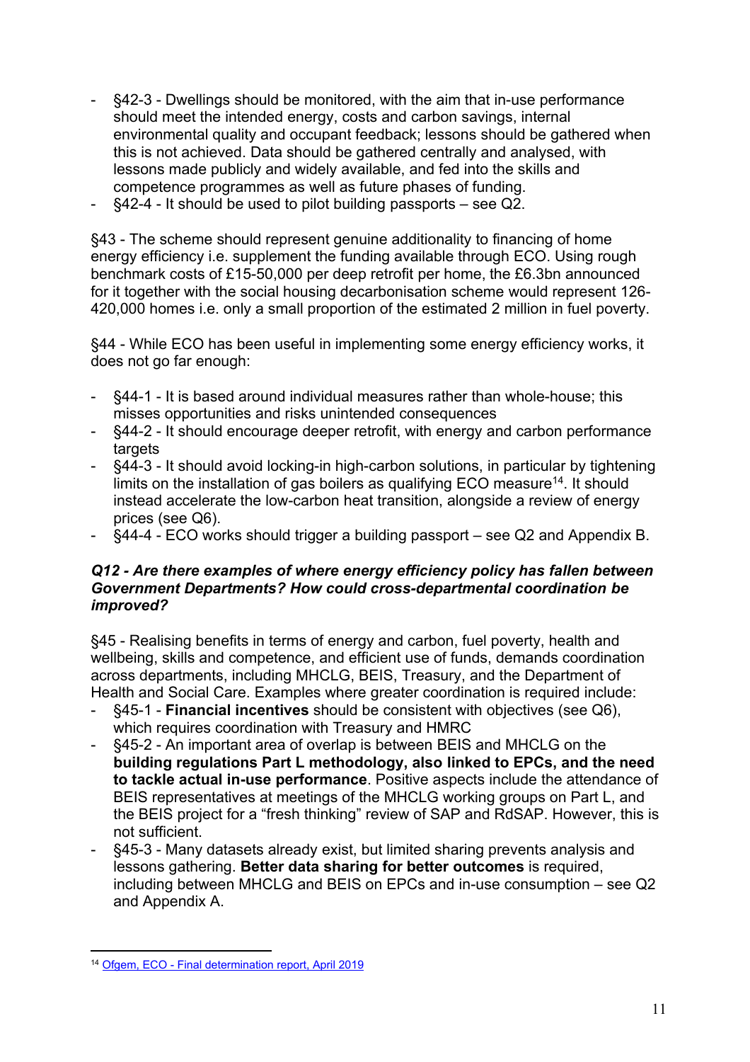- §42-3 - Dwellings should be monitored, with the aim that in-use performance should meet the intended energy, costs and carbon savings, internal environmental quality and occupant feedback; lessons should be gathered when this is not achieved. Data should be gathered centrally and analysed, with lessons made publicly and widely available, and fed into the skills and competence programmes as well as future phases of funding.
- §42-4 - It should be used to pilot building passports – see Q2.

§43 - The scheme should represent genuine additionality to financing of home energy efficiency i.e. supplement the funding available through ECO. Using rough benchmark costs of £15-50,000 per deep retrofit per home, the £6.3bn announced for it together with the social housing decarbonisation scheme would represent 126-420,000 homes i.e. only a small proportion of the estimated 2 million in fuel poverty.

§44 - While ECO has been useful in implementing some energy efficiency works, it does not go far enough:

- §44-1 - It is based around individual measures rather than whole-house; this misses opportunities and risks unintended consequences
- §44-2 - It should encourage deeper retrofit, with energy and carbon performance targets
- §44-3 - It should avoid locking-in high-carbon solutions, in particular by tightening limits on the installation of gas boilers as qualifying ECO measure[14]. It should instead accelerate the low-carbon heat transition, alongside a review of energy prices (see Q6).
- §44-4 - ECO works should trigger a building passport – see Q2 and Appendix B.

***Q12 - Are there examples of where energy efficiency policy has fallen between Government Departments? How could cross-departmental coordination be improved?***

§45 - Realising benefits in terms of energy and carbon, fuel poverty, health and wellbeing, skills and competence, and efficient use of funds, demands coordination across departments, including MHCLG, BEIS, Treasury, and the Department of Health and Social Care. Examples where greater coordination is required include:

- §45-1 - **Financial incentives** should be consistent with objectives (see Q6), which requires coordination with Treasury and HMRC
- §45-2 - An important area of overlap is between BEIS and MHCLG on the **building regulations Part L methodology, also linked to EPCs, and the need to tackle actual in-use performance**. Positive aspects include the attendance of BEIS representatives at meetings of the MHCLG working groups on Part L, and the BEIS project for a "fresh thinking" review of SAP and RdSAP. However, this is not sufficient.
- §45-3 - Many datasets already exist, but limited sharing prevents analysis and lessons gathering. **Better data sharing for better outcomes** is required, including between MHCLG and BEIS on EPCs and in-use consumption – see Q2 and Appendix A.

---

[14] Ofgem, ECO - Final determination report, April 2019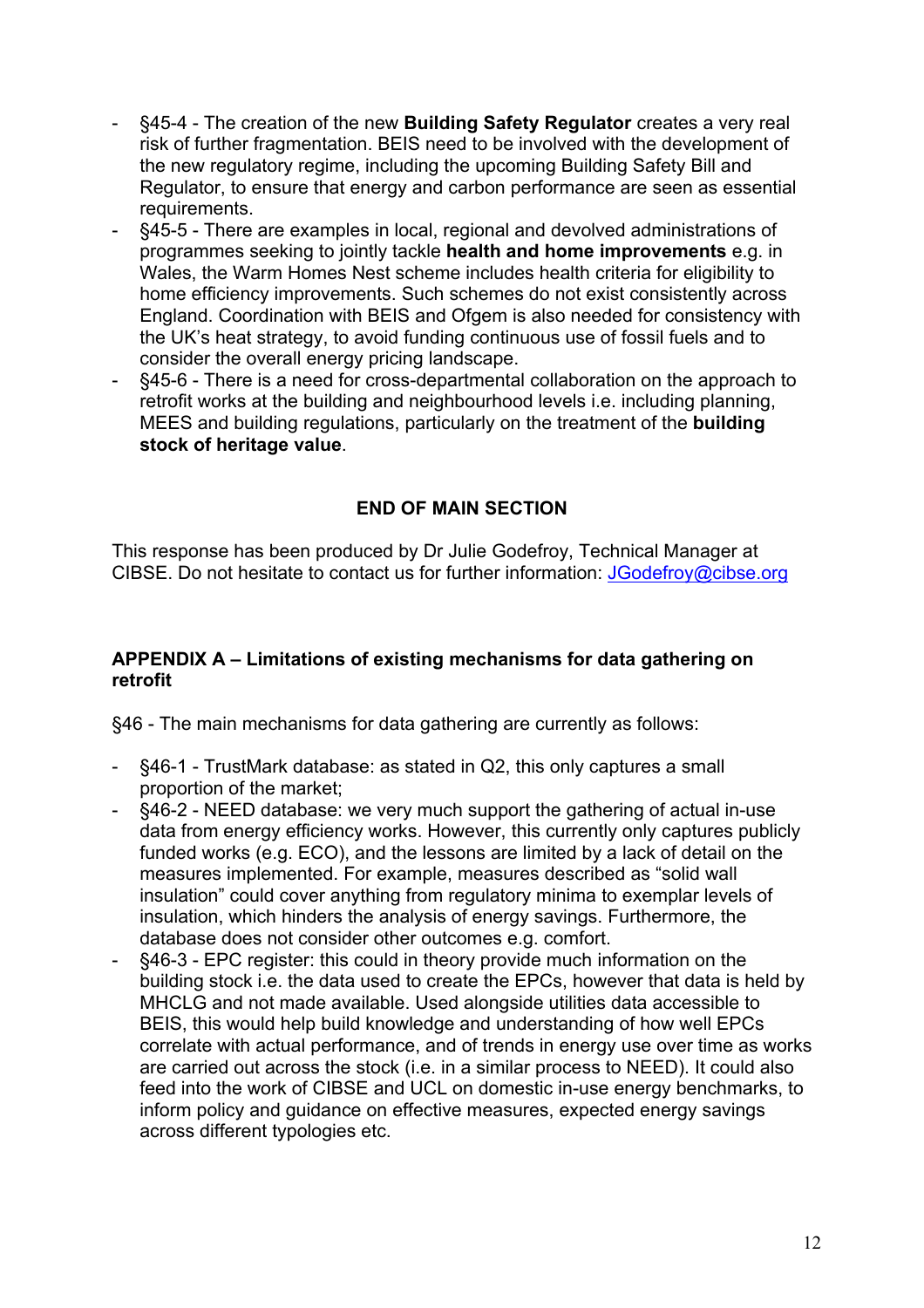- §45-4 - The creation of the new **Building Safety Regulator** creates a very real risk of further fragmentation. BEIS need to be involved with the development of the new regulatory regime, including the upcoming Building Safety Bill and Regulator, to ensure that energy and carbon performance are seen as essential requirements.
- §45-5 - There are examples in local, regional and devolved administrations of programmes seeking to jointly tackle **health and home improvements** e.g. in Wales, the Warm Homes Nest scheme includes health criteria for eligibility to home efficiency improvements. Such schemes do not exist consistently across England. Coordination with BEIS and Ofgem is also needed for consistency with the UK's heat strategy, to avoid funding continuous use of fossil fuels and to consider the overall energy pricing landscape.
- §45-6 - There is a need for cross-departmental collaboration on the approach to retrofit works at the building and neighbourhood levels i.e. including planning, MEES and building regulations, particularly on the treatment of the **building stock of heritage value**.

**END OF MAIN SECTION**

This response has been produced by Dr Julie Godefroy, Technical Manager at CIBSE. Do not hesitate to contact us for further information: JGodefroy@cibse.org

**APPENDIX A – Limitations of existing mechanisms for data gathering on retrofit**

§46 - The main mechanisms for data gathering are currently as follows:

- §46-1 - TrustMark database: as stated in Q2, this only captures a small proportion of the market;
- §46-2 - NEED database: we very much support the gathering of actual in-use data from energy efficiency works. However, this currently only captures publicly funded works (e.g. ECO), and the lessons are limited by a lack of detail on the measures implemented. For example, measures described as "solid wall insulation" could cover anything from regulatory minima to exemplar levels of insulation, which hinders the analysis of energy savings. Furthermore, the database does not consider other outcomes e.g. comfort.
- §46-3 - EPC register: this could in theory provide much information on the building stock i.e. the data used to create the EPCs, however that data is held by MHCLG and not made available. Used alongside utilities data accessible to BEIS, this would help build knowledge and understanding of how well EPCs correlate with actual performance, and of trends in energy use over time as works are carried out across the stock (i.e. in a similar process to NEED). It could also feed into the work of CIBSE and UCL on domestic in-use energy benchmarks, to inform policy and guidance on effective measures, expected energy savings across different typologies etc.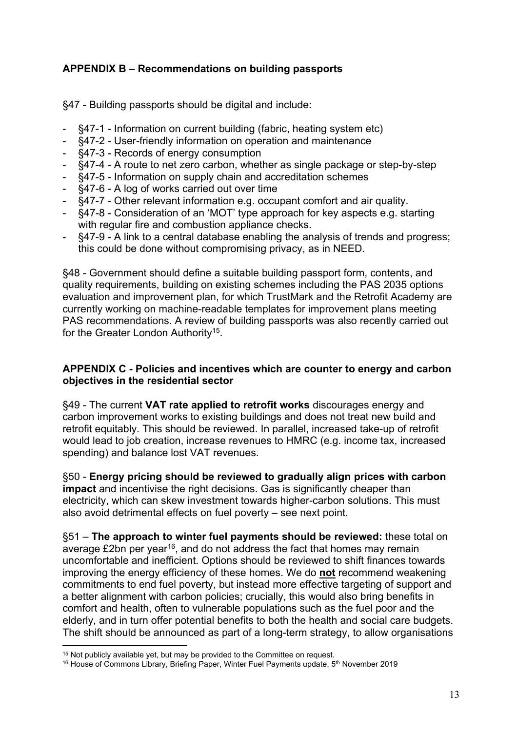**APPENDIX B – Recommendations on building passports**

§47 - Building passports should be digital and include:

- §47-1 - Information on current building (fabric, heating system etc)
- §47-2 - User-friendly information on operation and maintenance
- §47-3 - Records of energy consumption
- §47-4 - A route to net zero carbon, whether as single package or step-by-step
- §47-5 - Information on supply chain and accreditation schemes
- §47-6 - A log of works carried out over time
- §47-7 - Other relevant information e.g. occupant comfort and air quality.
- §47-8 - Consideration of an 'MOT' type approach for key aspects e.g. starting with regular fire and combustion appliance checks.
- §47-9 - A link to a central database enabling the analysis of trends and progress; this could be done without compromising privacy, as in NEED.

§48 - Government should define a suitable building passport form, contents, and quality requirements, building on existing schemes including the PAS 2035 options evaluation and improvement plan, for which TrustMark and the Retrofit Academy are currently working on machine-readable templates for improvement plans meeting PAS recommendations. A review of building passports was also recently carried out for the Greater London Authority[15].

**APPENDIX C - Policies and incentives which are counter to energy and carbon objectives in the residential sector**

§49 - The current **VAT rate applied to retrofit works** discourages energy and carbon improvement works to existing buildings and does not treat new build and retrofit equitably. This should be reviewed. In parallel, increased take-up of retrofit would lead to job creation, increase revenues to HMRC (e.g. income tax, increased spending) and balance lost VAT revenues.

§50 - **Energy pricing should be reviewed to gradually align prices with carbon impact** and incentivise the right decisions. Gas is significantly cheaper than electricity, which can skew investment towards higher-carbon solutions. This must also avoid detrimental effects on fuel poverty – see next point.

§51 – **The approach to winter fuel payments should be reviewed:** these total on average £2bn per year[16], and do not address the fact that homes may remain uncomfortable and inefficient. Options should be reviewed to shift finances towards improving the energy efficiency of these homes. We do **not** recommend weakening commitments to end fuel poverty, but instead more effective targeting of support and a better alignment with carbon policies; crucially, this would also bring benefits in comfort and health, often to vulnerable populations such as the fuel poor and the elderly, and in turn offer potential benefits to both the health and social care budgets. The shift should be announced as part of a long-term strategy, to allow organisations

---

[15] Not publicly available yet, but may be provided to the Committee on request.

[16] House of Commons Library, Briefing Paper, Winter Fuel Payments update, 5th November 2019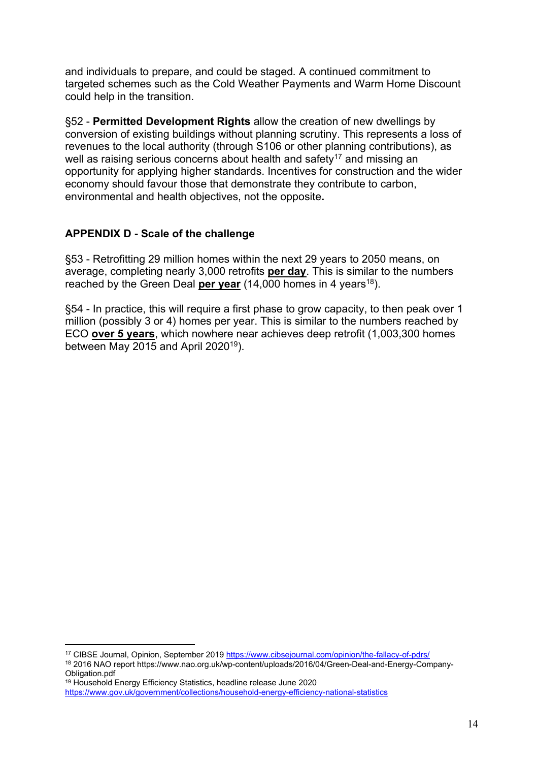and individuals to prepare, and could be staged. A continued commitment to targeted schemes such as the Cold Weather Payments and Warm Home Discount could help in the transition.

§52 - **Permitted Development Rights** allow the creation of new dwellings by conversion of existing buildings without planning scrutiny. This represents a loss of revenues to the local authority (through S106 or other planning contributions), as well as raising serious concerns about health and safety[17] and missing an opportunity for applying higher standards. Incentives for construction and the wider economy should favour those that demonstrate they contribute to carbon, environmental and health objectives, not the opposite**.**

## APPENDIX D - Scale of the challenge

§53 - Retrofitting 29 million homes within the next 29 years to 2050 means, on average, completing nearly 3,000 retrofits **per day**. This is similar to the numbers reached by the Green Deal **per year** (14,000 homes in 4 years[18]).

§54 - In practice, this will require a first phase to grow capacity, to then peak over 1 million (possibly 3 or 4) homes per year. This is similar to the numbers reached by ECO **over 5 years**, which nowhere near achieves deep retrofit (1,003,300 homes between May 2015 and April 2020[19]).

---

[17] CIBSE Journal, Opinion, September 2019 https://www.cibsejournal.com/opinion/the-fallacy-of-pdrs/

[18] 2016 NAO report https://www.nao.org.uk/wp-content/uploads/2016/04/Green-Deal-and-Energy-Company-Obligation.pdf

[19] Household Energy Efficiency Statistics, headline release June 2020 https://www.gov.uk/government/collections/household-energy-efficiency-national-statistics